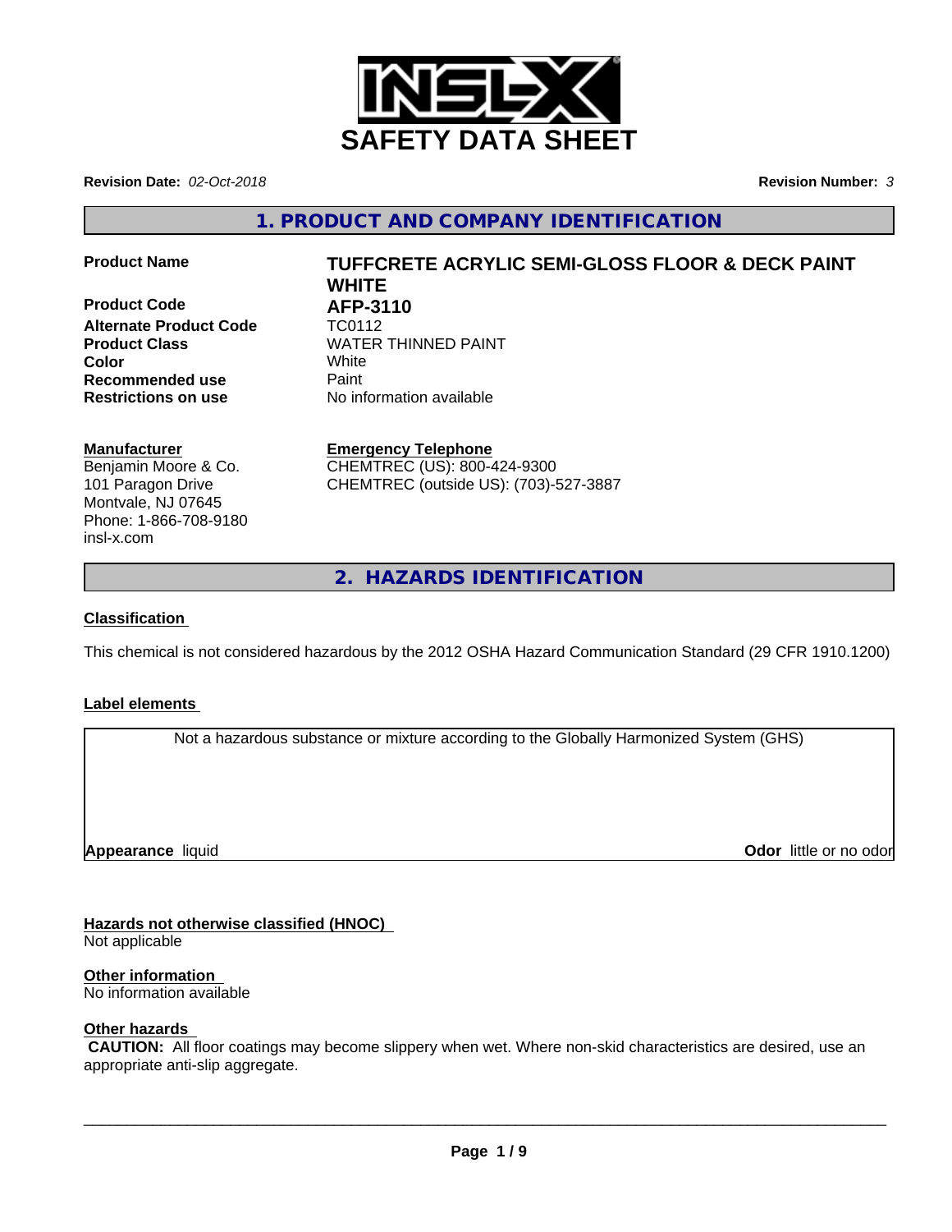# SAFETY DATA SHEET

**Revision Date:** *02-Oct-2018* **Revision Number:** *3*

## 1. PRODUCT AND COMPANY IDENTIFICATION

| | |
|---|---|
| **Product Name** | **TUFFCRETE ACRYLIC SEMI-GLOSS FLOOR & DECK PAINT WHITE** |
| **Product Code** | **AFP-3110** |
| **Alternate Product Code** | TC0112 |
| **Product Class** | WATER THINNED PAINT |
| **Color** | White |
| **Recommended use** | Paint |
| **Restrictions on use** | No information available |

**Manufacturer**
Benjamin Moore & Co.
101 Paragon Drive
Montvale, NJ 07645
Phone: 1-866-708-9180
insl-x.com

**Emergency Telephone**
CHEMTREC (US): 800-424-9300
CHEMTREC (outside US): (703)-527-3887

## 2. HAZARDS IDENTIFICATION

**Classification**

This chemical is not considered hazardous by the 2012 OSHA Hazard Communication Standard (29 CFR 1910.1200)

**Label elements**

Not a hazardous substance or mixture according to the Globally Harmonized System (GHS)

**Appearance** liquid **Odor** little or no odor

**Hazards not otherwise classified (HNOC)**
Not applicable

**Other information**
No information available

**Other hazards**
**CAUTION:** All floor coatings may become slippery when wet. Where non-skid characteristics are desired, use an appropriate anti-slip aggregate.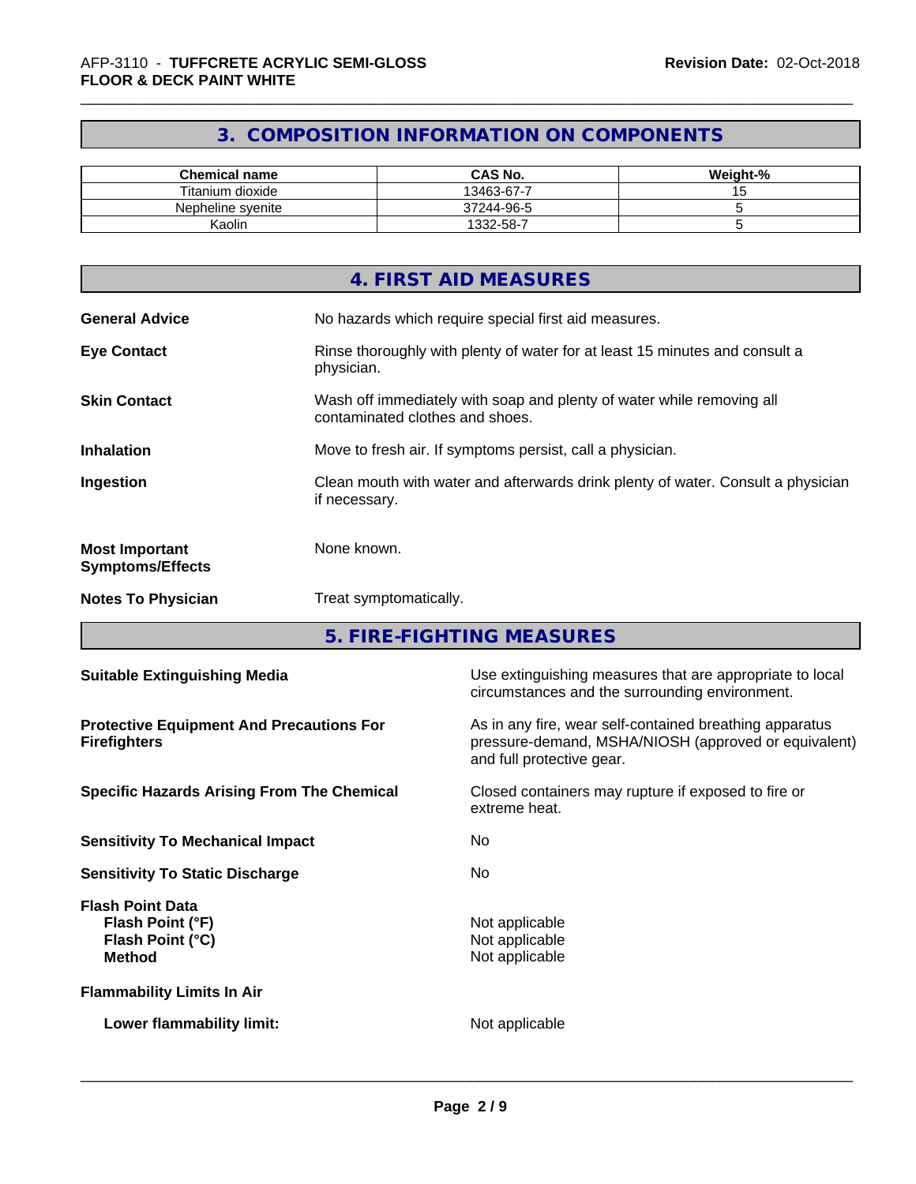## 3. COMPOSITION INFORMATION ON COMPONENTS

| Chemical name | CAS No. | Weight-% |
|---|---|---|
| Titanium dioxide | 13463-67-7 | 15 |
| Nepheline syenite | 37244-96-5 | 5 |
| Kaolin | 1332-58-7 | 5 |

## 4. FIRST AID MEASURES

**General Advice** No hazards which require special first aid measures.

**Eye Contact** Rinse thoroughly with plenty of water for at least 15 minutes and consult a physician.

**Skin Contact** Wash off immediately with soap and plenty of water while removing all contaminated clothes and shoes.

**Inhalation** Move to fresh air. If symptoms persist, call a physician.

**Ingestion** Clean mouth with water and afterwards drink plenty of water. Consult a physician if necessary.

**Most Important Symptoms/Effects** None known.

**Notes To Physician** Treat symptomatically.

## 5. FIRE-FIGHTING MEASURES

**Suitable Extinguishing Media** Use extinguishing measures that are appropriate to local circumstances and the surrounding environment.

**Protective Equipment And Precautions For Firefighters** As in any fire, wear self-contained breathing apparatus pressure-demand, MSHA/NIOSH (approved or equivalent) and full protective gear.

**Specific Hazards Arising From The Chemical** Closed containers may rupture if exposed to fire or extreme heat.

**Sensitivity To Mechanical Impact** No

**Sensitivity To Static Discharge** No

**Flash Point Data**
**Flash Point (°F)** Not applicable
**Flash Point (°C)** Not applicable
**Method** Not applicable

**Flammability Limits In Air**

**Lower flammability limit:** Not applicable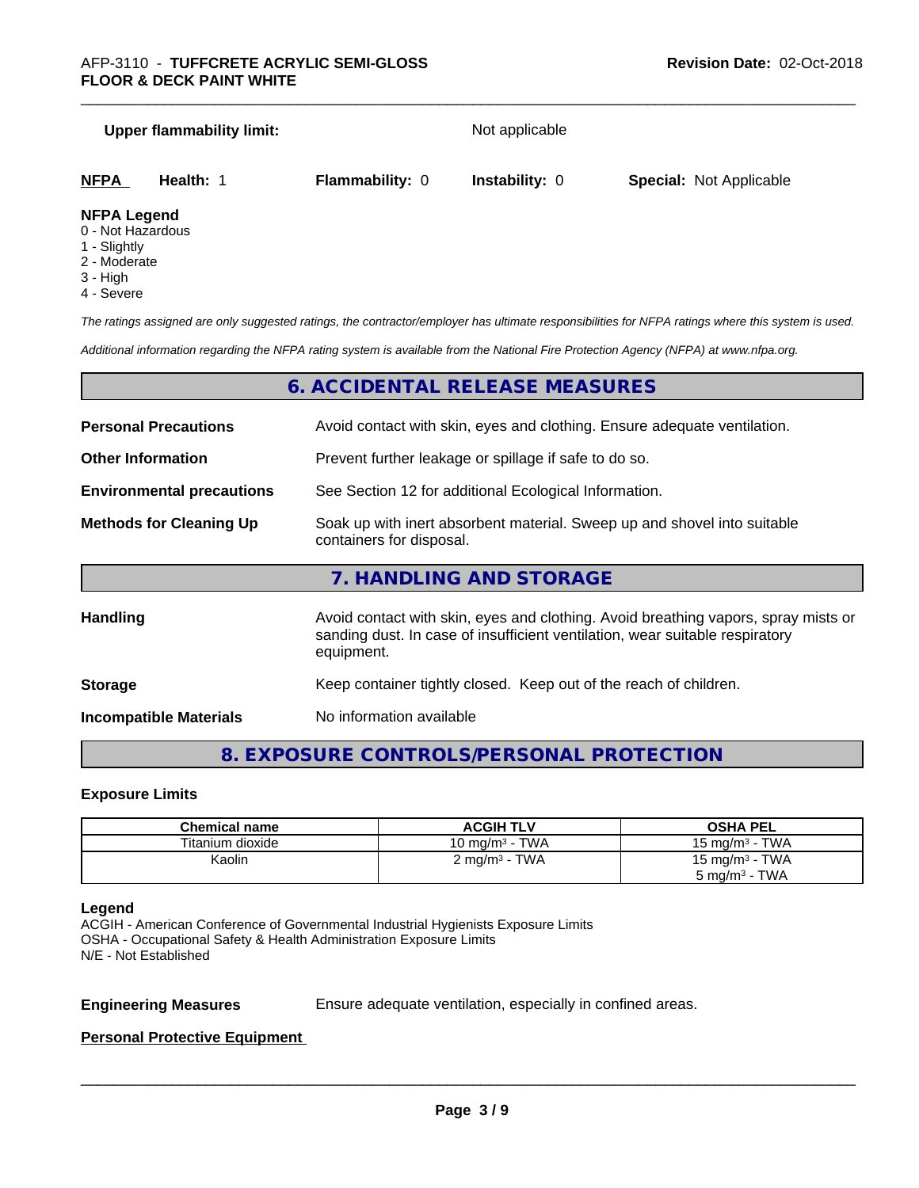| | |
|---|---|
| **Upper flammability limit:** | Not applicable |

**NFPA** **Health:** 1 **Flammability:** 0 **Instability:** 0 **Special:** Not Applicable

**NFPA Legend**
- 0 - Not Hazardous
- 1 - Slightly
- 2 - Moderate
- 3 - High
- 4 - Severe

*The ratings assigned are only suggested ratings, the contractor/employer has ultimate responsibilities for NFPA ratings where this system is used.*

*Additional information regarding the NFPA rating system is available from the National Fire Protection Agency (NFPA) at www.nfpa.org.*

## 6. ACCIDENTAL RELEASE MEASURES

| | |
|---|---|
| **Personal Precautions** | Avoid contact with skin, eyes and clothing. Ensure adequate ventilation. |
| **Other Information** | Prevent further leakage or spillage if safe to do so. |
| **Environmental precautions** | See Section 12 for additional Ecological Information. |
| **Methods for Cleaning Up** | Soak up with inert absorbent material. Sweep up and shovel into suitable containers for disposal. |

## 7. HANDLING AND STORAGE

| | |
|---|---|
| **Handling** | Avoid contact with skin, eyes and clothing. Avoid breathing vapors, spray mists or sanding dust. In case of insufficient ventilation, wear suitable respiratory equipment. |
| **Storage** | Keep container tightly closed. Keep out of the reach of children. |
| **Incompatible Materials** | No information available |

## 8. EXPOSURE CONTROLS/PERSONAL PROTECTION

### Exposure Limits

| Chemical name | ACGIH TLV | OSHA PEL |
|---|---|---|
| Titanium dioxide | 10 mg/m³ - TWA | 15 mg/m³ - TWA |
| Kaolin | 2 mg/m³ - TWA | 15 mg/m³ - TWA<br>5 mg/m³ - TWA |

**Legend**
ACGIH - American Conference of Governmental Industrial Hygienists Exposure Limits
OSHA - Occupational Safety & Health Administration Exposure Limits
N/E - Not Established

| | |
|---|---|
| **Engineering Measures** | Ensure adequate ventilation, especially in confined areas. |

**Personal Protective Equipment**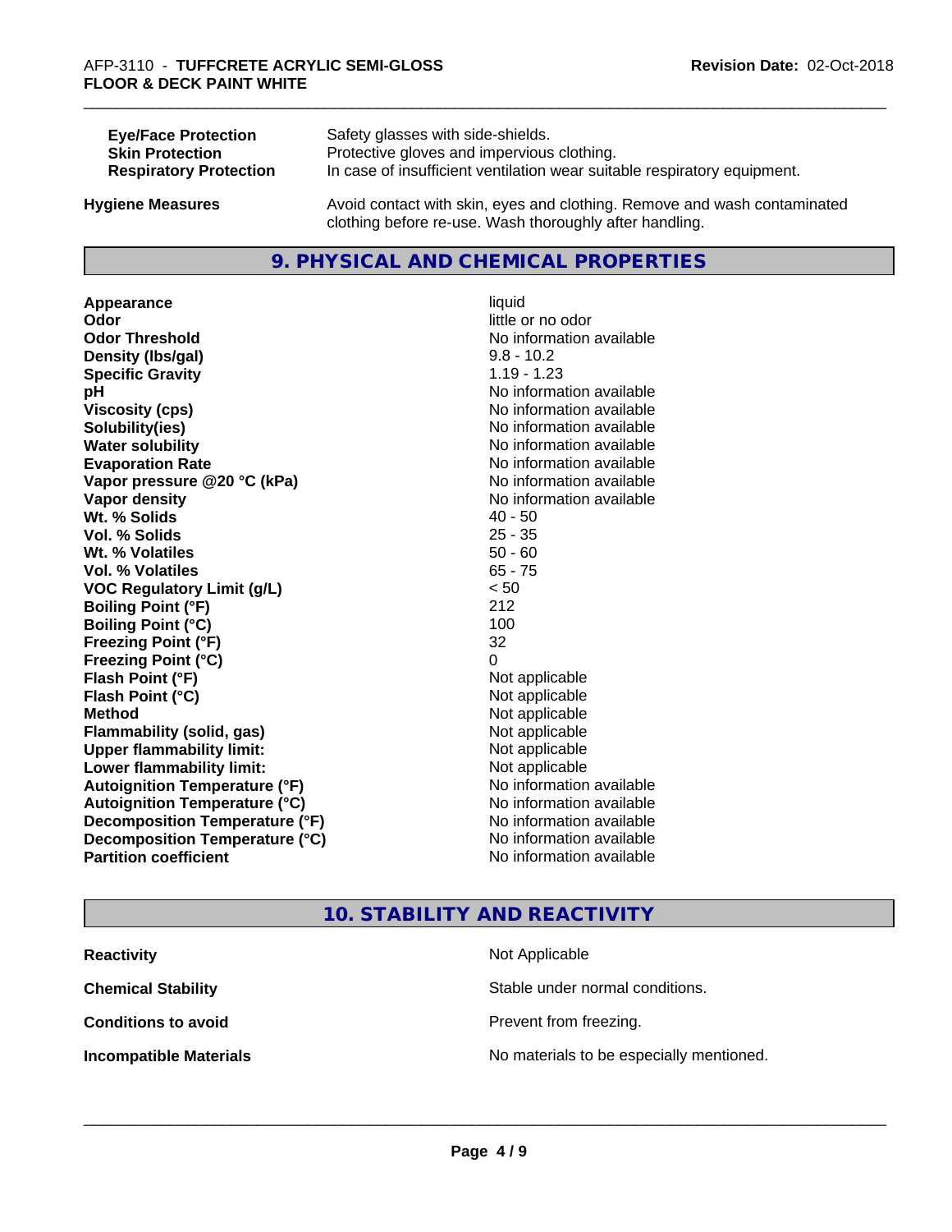| | |
|---|---|
| **Eye/Face Protection** | Safety glasses with side-shields. |
| **Skin Protection** | Protective gloves and impervious clothing. |
| **Respiratory Protection** | In case of insufficient ventilation wear suitable respiratory equipment. |
| **Hygiene Measures** | Avoid contact with skin, eyes and clothing. Remove and wash contaminated clothing before re-use. Wash thoroughly after handling. |

## 9. PHYSICAL AND CHEMICAL PROPERTIES

| | |
|---|---|
| **Appearance** | liquid |
| **Odor** | little or no odor |
| **Odor Threshold** | No information available |
| **Density (lbs/gal)** | 9.8 - 10.2 |
| **Specific Gravity** | 1.19 - 1.23 |
| **pH** | No information available |
| **Viscosity (cps)** | No information available |
| **Solubility(ies)** | No information available |
| **Water solubility** | No information available |
| **Evaporation Rate** | No information available |
| **Vapor pressure @20 °C (kPa)** | No information available |
| **Vapor density** | No information available |
| **Wt. % Solids** | 40 - 50 |
| **Vol. % Solids** | 25 - 35 |
| **Wt. % Volatiles** | 50 - 60 |
| **Vol. % Volatiles** | 65 - 75 |
| **VOC Regulatory Limit (g/L)** | < 50 |
| **Boiling Point (°F)** | 212 |
| **Boiling Point (°C)** | 100 |
| **Freezing Point (°F)** | 32 |
| **Freezing Point (°C)** | 0 |
| **Flash Point (°F)** | Not applicable |
| **Flash Point (°C)** | Not applicable |
| **Method** | Not applicable |
| **Flammability (solid, gas)** | Not applicable |
| **Upper flammability limit:** | Not applicable |
| **Lower flammability limit:** | Not applicable |
| **Autoignition Temperature (°F)** | No information available |
| **Autoignition Temperature (°C)** | No information available |
| **Decomposition Temperature (°F)** | No information available |
| **Decomposition Temperature (°C)** | No information available |
| **Partition coefficient** | No information available |

## 10. STABILITY AND REACTIVITY

| | |
|---|---|
| **Reactivity** | Not Applicable |
| **Chemical Stability** | Stable under normal conditions. |
| **Conditions to avoid** | Prevent from freezing. |
| **Incompatible Materials** | No materials to be especially mentioned. |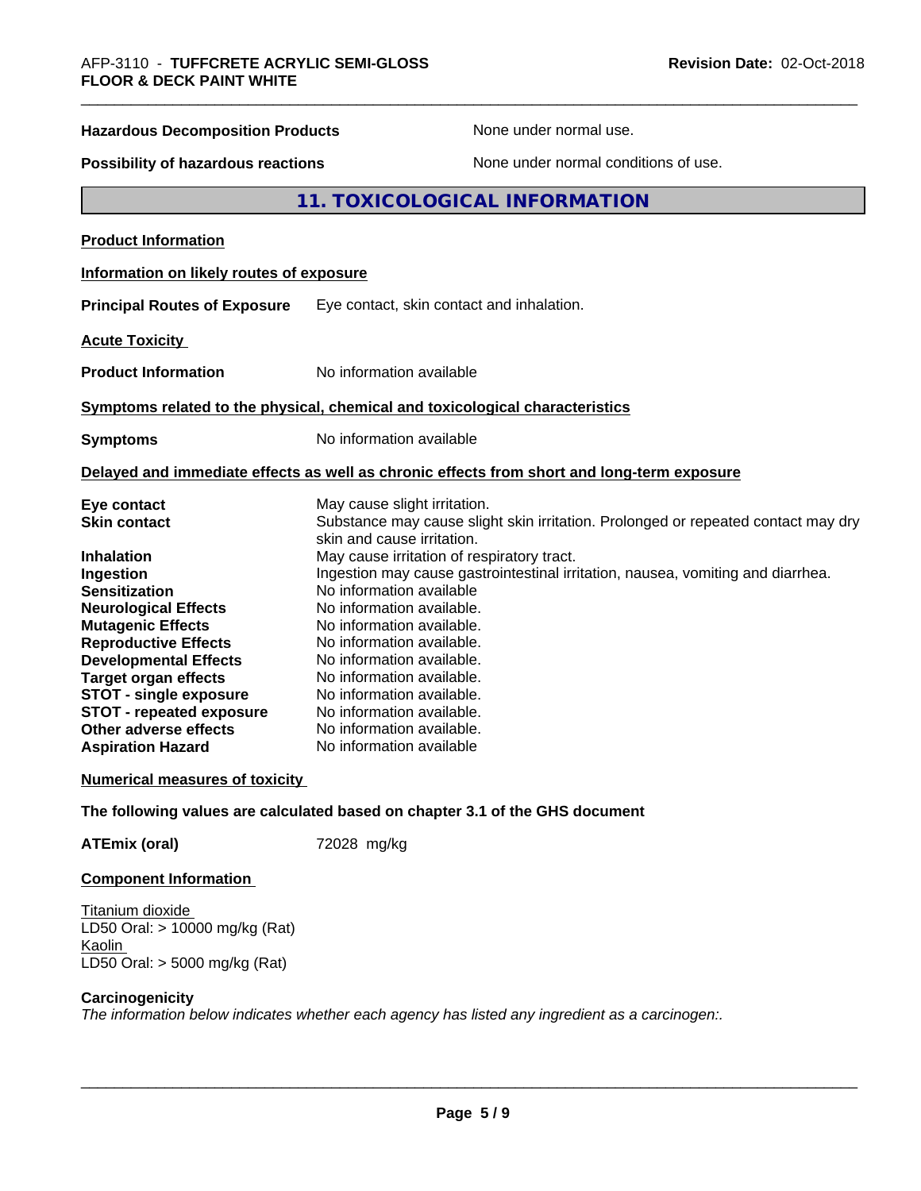**Hazardous Decomposition Products** None under normal use.

**Possibility of hazardous reactions** None under normal conditions of use.

## 11. TOXICOLOGICAL INFORMATION

**Product Information**

**Information on likely routes of exposure**

**Principal Routes of Exposure** Eye contact, skin contact and inhalation.

**Acute Toxicity**

**Product Information** No information available

**Symptoms related to the physical, chemical and toxicological characteristics**

**Symptoms** No information available

**Delayed and immediate effects as well as chronic effects from short and long-term exposure**

| | |
|---|---|
| **Eye contact** | May cause slight irritation. |
| **Skin contact** | Substance may cause slight skin irritation. Prolonged or repeated contact may dry skin and cause irritation. |
| **Inhalation** | May cause irritation of respiratory tract. |
| **Ingestion** | Ingestion may cause gastrointestinal irritation, nausea, vomiting and diarrhea. |
| **Sensitization** | No information available |
| **Neurological Effects** | No information available. |
| **Mutagenic Effects** | No information available. |
| **Reproductive Effects** | No information available. |
| **Developmental Effects** | No information available. |
| **Target organ effects** | No information available. |
| **STOT - single exposure** | No information available. |
| **STOT - repeated exposure** | No information available. |
| **Other adverse effects** | No information available. |
| **Aspiration Hazard** | No information available |

**Numerical measures of toxicity**

**The following values are calculated based on chapter 3.1 of the GHS document**

**ATEmix (oral)** 72028 mg/kg

**Component Information**

Titanium dioxide
LD50 Oral: > 10000 mg/kg (Rat)
Kaolin
LD50 Oral: > 5000 mg/kg (Rat)

**Carcinogenicity**

*The information below indicates whether each agency has listed any ingredient as a carcinogen:.*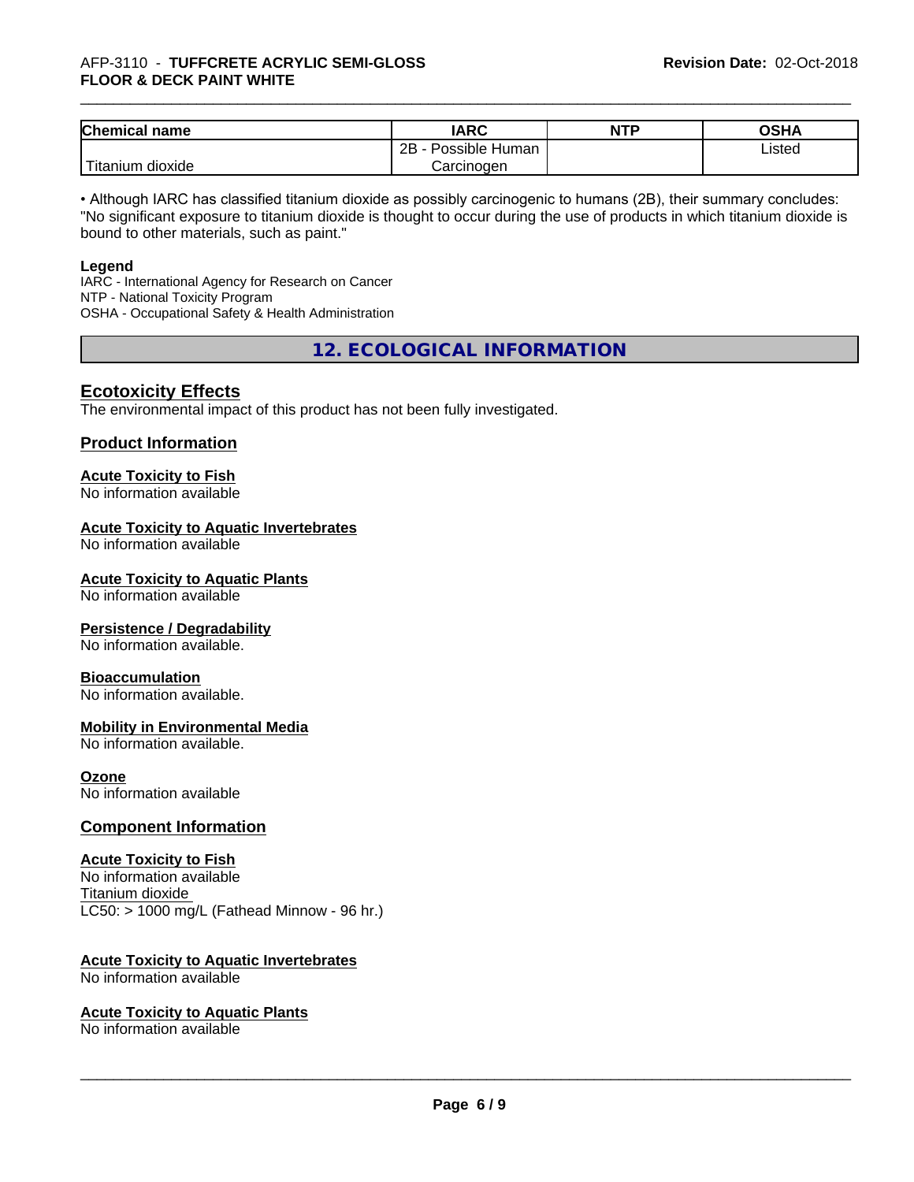| Chemical name | IARC | NTP | OSHA |
|---|---|---|---|
| Titanium dioxide | 2B - Possible Human Carcinogen | | Listed |

• Although IARC has classified titanium dioxide as possibly carcinogenic to humans (2B), their summary concludes: "No significant exposure to titanium dioxide is thought to occur during the use of products in which titanium dioxide is bound to other materials, such as paint."

**Legend**
IARC - International Agency for Research on Cancer
NTP - National Toxicity Program
OSHA - Occupational Safety & Health Administration

## 12. ECOLOGICAL INFORMATION

### Ecotoxicity Effects

The environmental impact of this product has not been fully investigated.

### Product Information

**Acute Toxicity to Fish**
No information available

**Acute Toxicity to Aquatic Invertebrates**
No information available

**Acute Toxicity to Aquatic Plants**
No information available

**Persistence / Degradability**
No information available.

**Bioaccumulation**
No information available.

**Mobility in Environmental Media**
No information available.

**Ozone**
No information available

### Component Information

**Acute Toxicity to Fish**
No information available
Titanium dioxide
LC50: > 1000 mg/L (Fathead Minnow - 96 hr.)

**Acute Toxicity to Aquatic Invertebrates**
No information available

**Acute Toxicity to Aquatic Plants**
No information available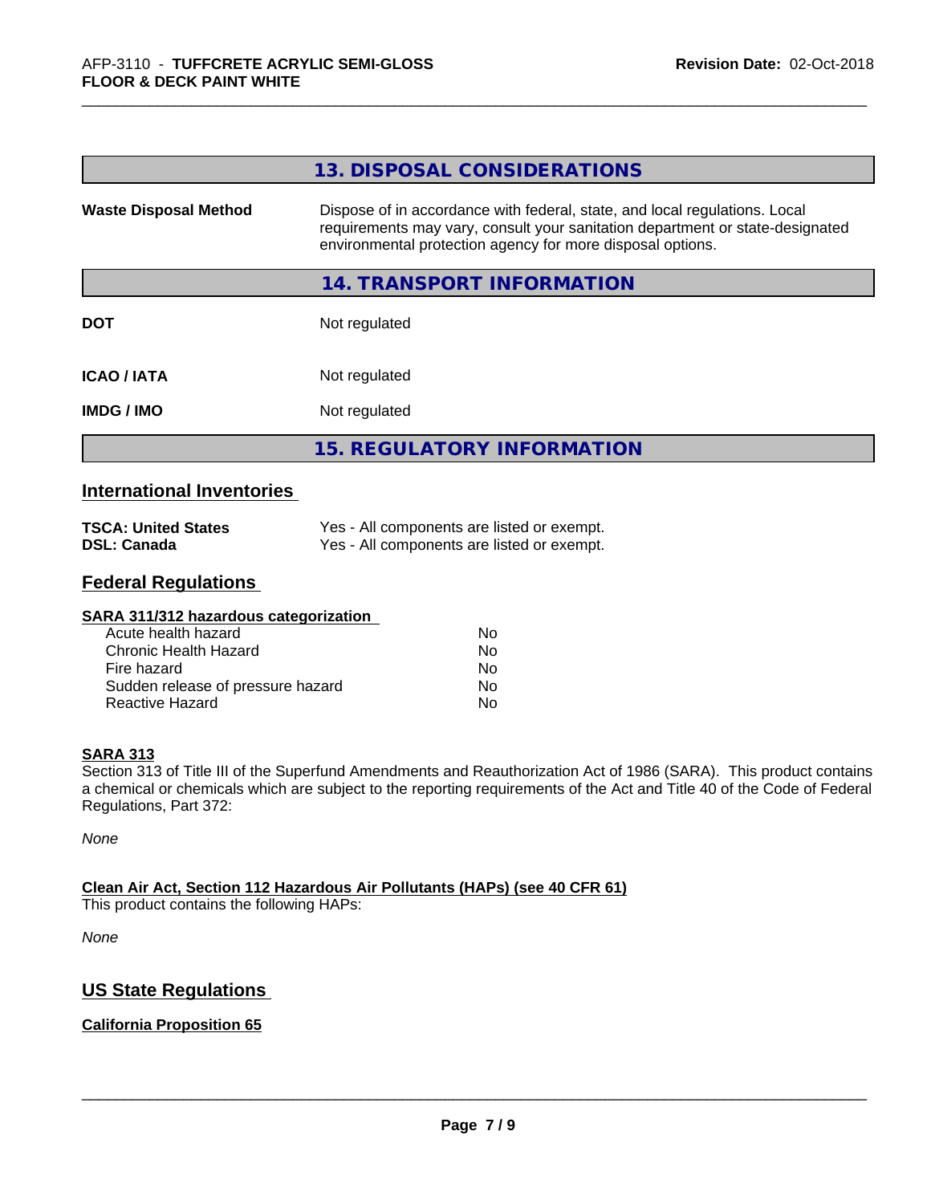## 13. DISPOSAL CONSIDERATIONS

| | |
|---|---|
| **Waste Disposal Method** | Dispose of in accordance with federal, state, and local regulations. Local requirements may vary, consult your sanitation department or state-designated environmental protection agency for more disposal options. |

## 14. TRANSPORT INFORMATION

| | |
|---|---|
| **DOT** | Not regulated |
| **ICAO / IATA** | Not regulated |
| **IMDG / IMO** | Not regulated |

## 15. REGULATORY INFORMATION

### International Inventories

| | |
|---|---|
| **TSCA: United States** | Yes - All components are listed or exempt. |
| **DSL: Canada** | Yes - All components are listed or exempt. |

### Federal Regulations

**SARA 311/312 hazardous categorization**

| | |
|---|---|
| Acute health hazard | No |
| Chronic Health Hazard | No |
| Fire hazard | No |
| Sudden release of pressure hazard | No |
| Reactive Hazard | No |

**SARA 313**

Section 313 of Title III of the Superfund Amendments and Reauthorization Act of 1986 (SARA). This product contains a chemical or chemicals which are subject to the reporting requirements of the Act and Title 40 of the Code of Federal Regulations, Part 372:

*None*

**Clean Air Act, Section 112 Hazardous Air Pollutants (HAPs) (see 40 CFR 61)**

This product contains the following HAPs:

*None*

### US State Regulations

**California Proposition 65**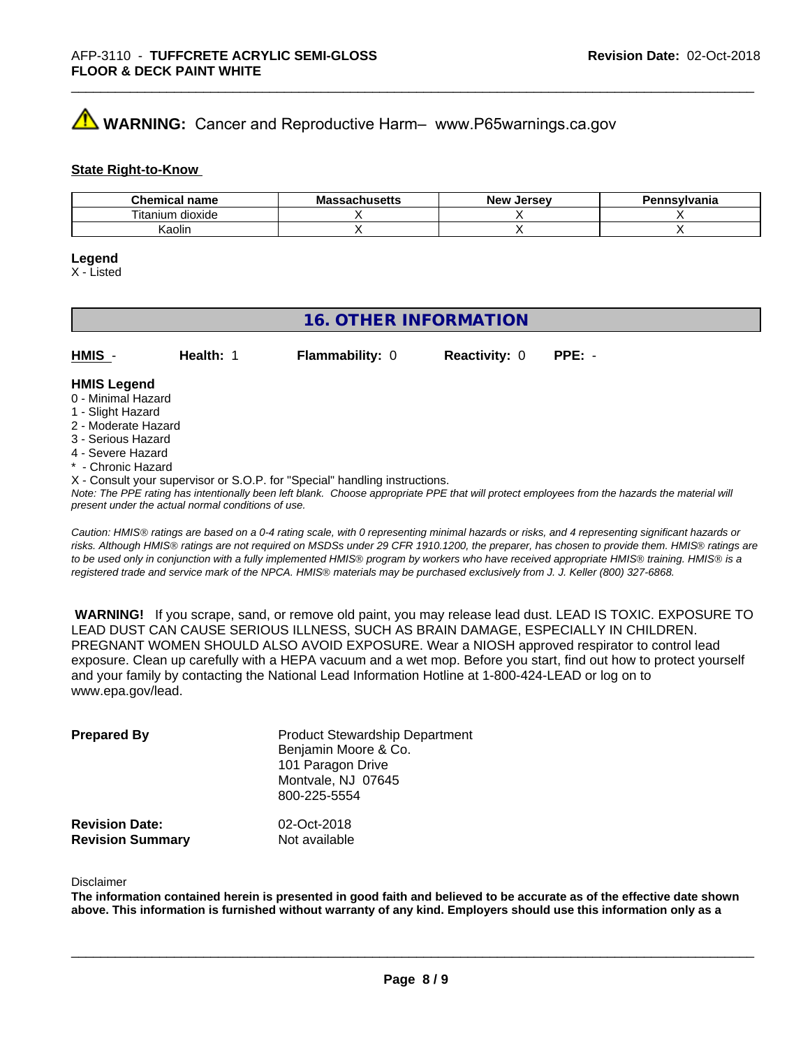**WARNING:** Cancer and Reproductive Harm– www.P65warnings.ca.gov

**State Right-to-Know**

| Chemical name | Massachusetts | New Jersey | Pennsylvania |
|---|---|---|---|
| Titanium dioxide | X | X | X |
| Kaolin | X | X | X |

**Legend**
X - Listed

## 16. OTHER INFORMATION

**HMIS** - **Health:** 1 **Flammability:** 0 **Reactivity:** 0 **PPE:** -

**HMIS Legend**
0 - Minimal Hazard
1 - Slight Hazard
2 - Moderate Hazard
3 - Serious Hazard
4 - Severe Hazard
* - Chronic Hazard
X - Consult your supervisor or S.O.P. for "Special" handling instructions.

*Note: The PPE rating has intentionally been left blank. Choose appropriate PPE that will protect employees from the hazards the material will present under the actual normal conditions of use.*

*Caution: HMIS® ratings are based on a 0-4 rating scale, with 0 representing minimal hazards or risks, and 4 representing significant hazards or risks. Although HMIS® ratings are not required on MSDSs under 29 CFR 1910.1200, the preparer, has chosen to provide them. HMIS® ratings are to be used only in conjunction with a fully implemented HMIS® program by workers who have received appropriate HMIS® training. HMIS® is a registered trade and service mark of the NPCA. HMIS® materials may be purchased exclusively from J. J. Keller (800) 327-6868.*

**WARNING!** If you scrape, sand, or remove old paint, you may release lead dust. LEAD IS TOXIC. EXPOSURE TO LEAD DUST CAN CAUSE SERIOUS ILLNESS, SUCH AS BRAIN DAMAGE, ESPECIALLY IN CHILDREN. PREGNANT WOMEN SHOULD ALSO AVOID EXPOSURE. Wear a NIOSH approved respirator to control lead exposure. Clean up carefully with a HEPA vacuum and a wet mop. Before you start, find out how to protect yourself and your family by contacting the National Lead Information Hotline at 1-800-424-LEAD or log on to www.epa.gov/lead.

**Prepared By**
Product Stewardship Department
Benjamin Moore & Co.
101 Paragon Drive
Montvale, NJ 07645
800-225-5554

**Revision Date:** 02-Oct-2018
**Revision Summary** Not available

Disclaimer

**The information contained herein is presented in good faith and believed to be accurate as of the effective date shown above. This information is furnished without warranty of any kind. Employers should use this information only as a**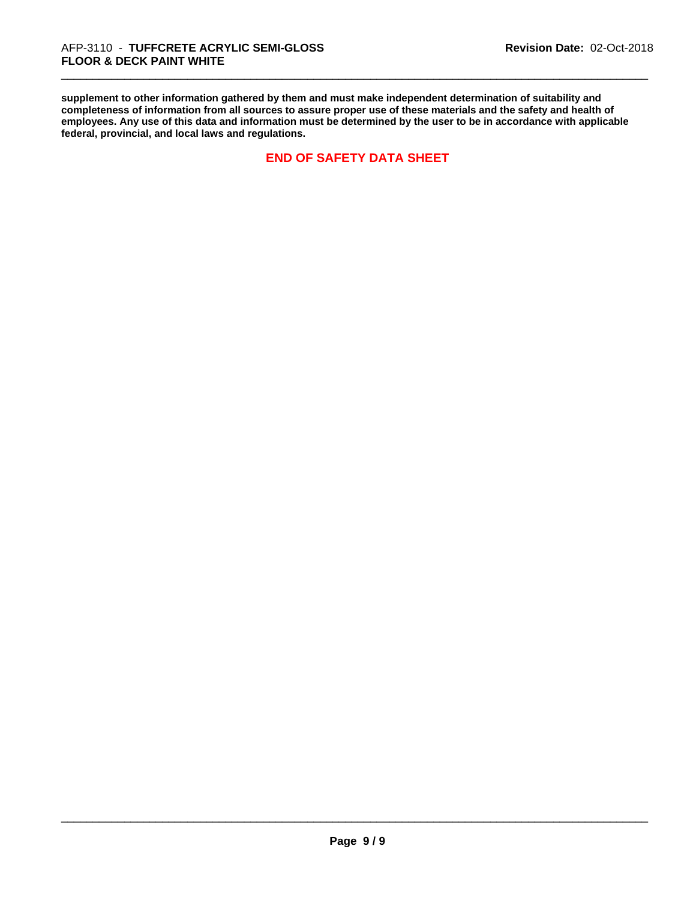**supplement to other information gathered by them and must make independent determination of suitability and completeness of information from all sources to assure proper use of these materials and the safety and health of employees. Any use of this data and information must be determined by the user to be in accordance with applicable federal, provincial, and local laws and regulations.**

**END OF SAFETY DATA SHEET**